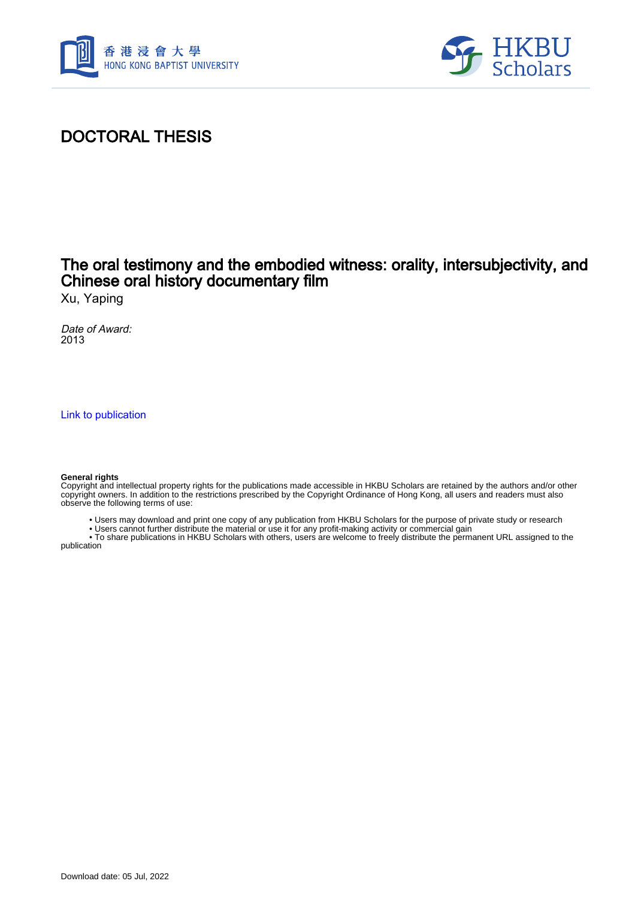# DOCTORAL THESIS

## The oral testimony and the embodied witness: orality, intersubjectivity, and Chinese oral history documentary film

Xu, Yaping

*Date of Award:*
2013

[Link to publication](#)

**General rights**
Copyright and intellectual property rights for the publications made accessible in HKBU Scholars are retained by the authors and/or other copyright owners. In addition to the restrictions prescribed by the Copyright Ordinance of Hong Kong, all users and readers must also observe the following terms of use:

- Users may download and print one copy of any publication from HKBU Scholars for the purpose of private study or research
- Users cannot further distribute the material or use it for any profit-making activity or commercial gain
- To share publications in HKBU Scholars with others, users are welcome to freely distribute the permanent URL assigned to the publication

Download date: 05 Jul, 2022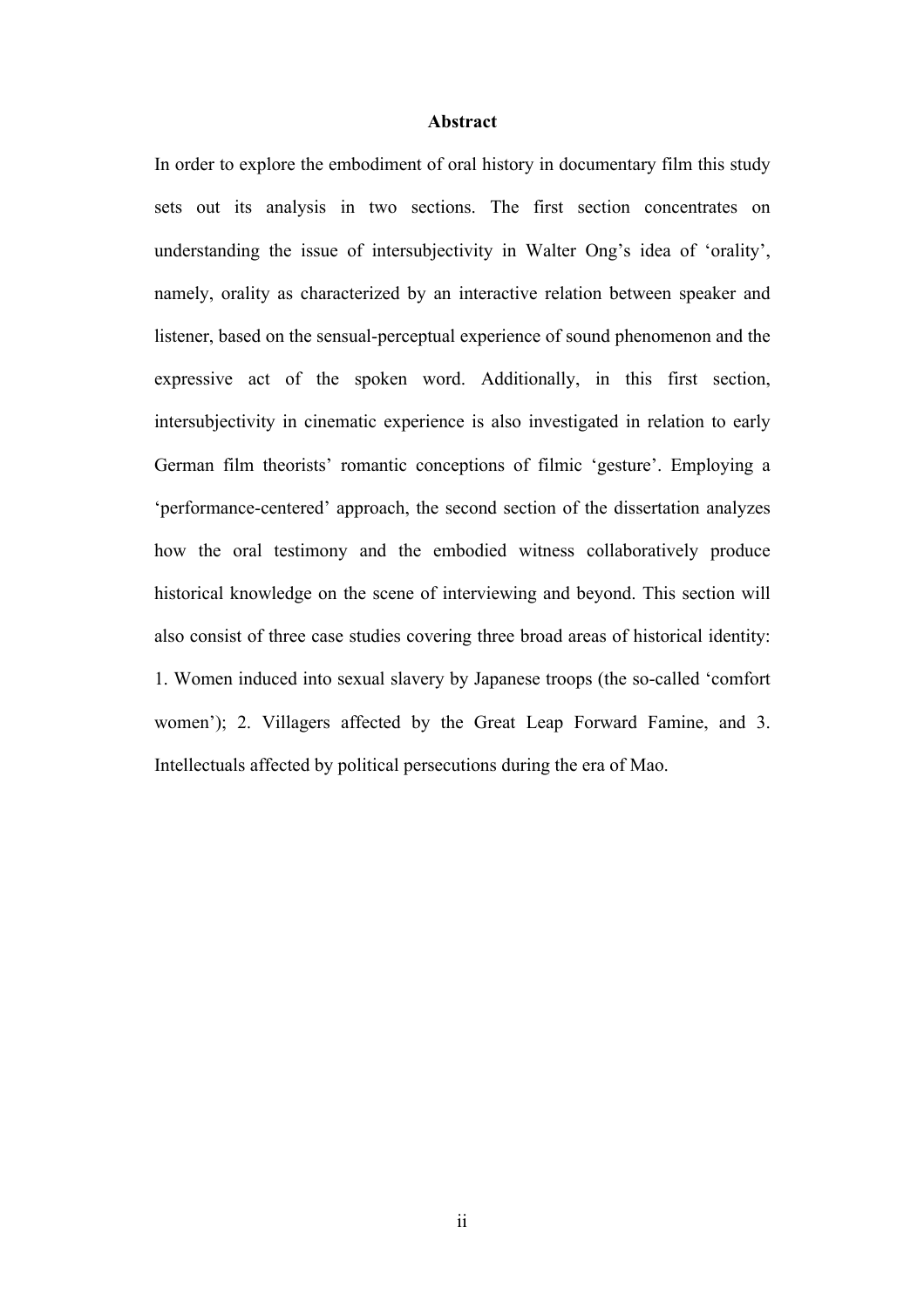# Abstract

In order to explore the embodiment of oral history in documentary film this study sets out its analysis in two sections. The first section concentrates on understanding the issue of intersubjectivity in Walter Ong's idea of 'orality', namely, orality as characterized by an interactive relation between speaker and listener, based on the sensual-perceptual experience of sound phenomenon and the expressive act of the spoken word. Additionally, in this first section, intersubjectivity in cinematic experience is also investigated in relation to early German film theorists' romantic conceptions of filmic 'gesture'. Employing a 'performance-centered' approach, the second section of the dissertation analyzes how the oral testimony and the embodied witness collaboratively produce historical knowledge on the scene of interviewing and beyond. This section will also consist of three case studies covering three broad areas of historical identity: 1. Women induced into sexual slavery by Japanese troops (the so-called 'comfort women'); 2. Villagers affected by the Great Leap Forward Famine, and 3. Intellectuals affected by political persecutions during the era of Mao.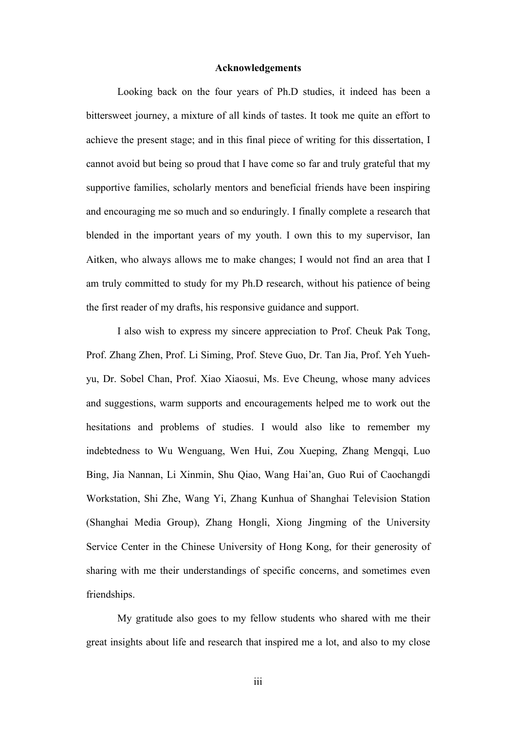**Acknowledgements**

Looking back on the four years of Ph.D studies, it indeed has been a bittersweet journey, a mixture of all kinds of tastes. It took me quite an effort to achieve the present stage; and in this final piece of writing for this dissertation, I cannot avoid but being so proud that I have come so far and truly grateful that my supportive families, scholarly mentors and beneficial friends have been inspiring and encouraging me so much and so enduringly. I finally complete a research that blended in the important years of my youth. I own this to my supervisor, Ian Aitken, who always allows me to make changes; I would not find an area that I am truly committed to study for my Ph.D research, without his patience of being the first reader of my drafts, his responsive guidance and support.

I also wish to express my sincere appreciation to Prof. Cheuk Pak Tong, Prof. Zhang Zhen, Prof. Li Siming, Prof. Steve Guo, Dr. Tan Jia, Prof. Yeh Yueh-yu, Dr. Sobel Chan, Prof. Xiao Xiaosui, Ms. Eve Cheung, whose many advices and suggestions, warm supports and encouragements helped me to work out the hesitations and problems of studies. I would also like to remember my indebtedness to Wu Wenguang, Wen Hui, Zou Xueping, Zhang Mengqi, Luo Bing, Jia Nannan, Li Xinmin, Shu Qiao, Wang Hai'an, Guo Rui of Caochangdi Workstation, Shi Zhe, Wang Yi, Zhang Kunhua of Shanghai Television Station (Shanghai Media Group), Zhang Hongli, Xiong Jingming of the University Service Center in the Chinese University of Hong Kong, for their generosity of sharing with me their understandings of specific concerns, and sometimes even friendships.

My gratitude also goes to my fellow students who shared with me their great insights about life and research that inspired me a lot, and also to my close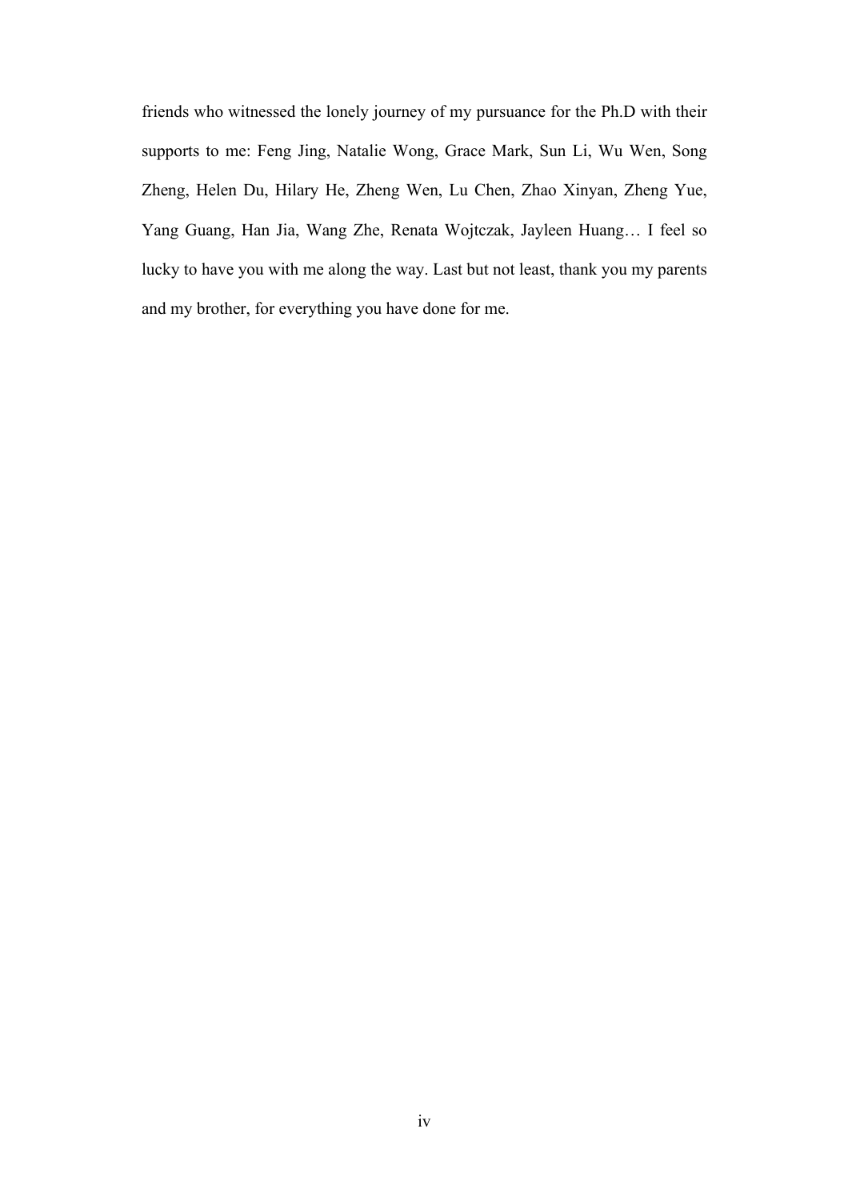friends who witnessed the lonely journey of my pursuance for the Ph.D with their supports to me: Feng Jing, Natalie Wong, Grace Mark, Sun Li, Wu Wen, Song Zheng, Helen Du, Hilary He, Zheng Wen, Lu Chen, Zhao Xinyan, Zheng Yue, Yang Guang, Han Jia, Wang Zhe, Renata Wojtczak, Jayleen Huang… I feel so lucky to have you with me along the way. Last but not least, thank you my parents and my brother, for everything you have done for me.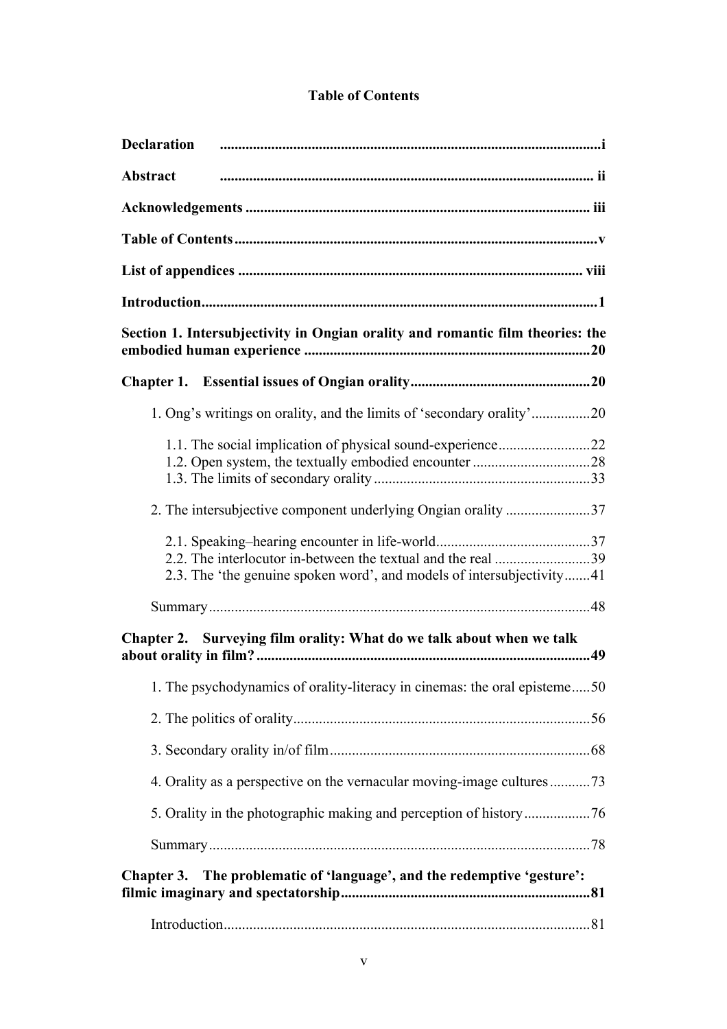**Table of Contents**

**Declaration** ..................................................................................................i

**Abstract** ..................................................................................................... ii

**Acknowledgements** .................................................................................... iii

**Table of Contents** ......................................................................................v

**List of appendices** ...................................................................................... viii

**Introduction**..................................................................................................1

**Section 1. Intersubjectivity in Ongian orality and romantic film theories: the embodied human experience** .........................................................................20

**Chapter 1. Essential issues of Ongian orality**...............................................20

1. Ong's writings on orality, and the limits of 'secondary orality'................20

   1.1. The social implication of physical sound-experience.........................22
   1.2. Open system, the textually embodied encounter ...............................28
   1.3. The limits of secondary orality..........................................................33

2. The intersubjective component underlying Ongian orality .......................37

   2.1. Speaking–hearing encounter in life-world..........................................37
   2.2. The interlocutor in-between the textual and the real .........................39
   2.3. The 'the genuine spoken word', and models of intersubjectivity.......41

Summary.......................................................................................................48

**Chapter 2. Surveying film orality: What do we talk about when we talk about orality in film?**...........................................................................................49

1. The psychodynamics of orality-literacy in cinemas: the oral episteme.....50

2. The politics of orality................................................................................56

3. Secondary orality in/of film......................................................................68

4. Orality as a perspective on the vernacular moving-image cultures...........73

5. Orality in the photographic making and perception of history..................76

Summary.......................................................................................................78

**Chapter 3. The problematic of 'language', and the redemptive 'gesture': filmic imaginary and spectatorship**...................................................................81

Introduction...................................................................................................81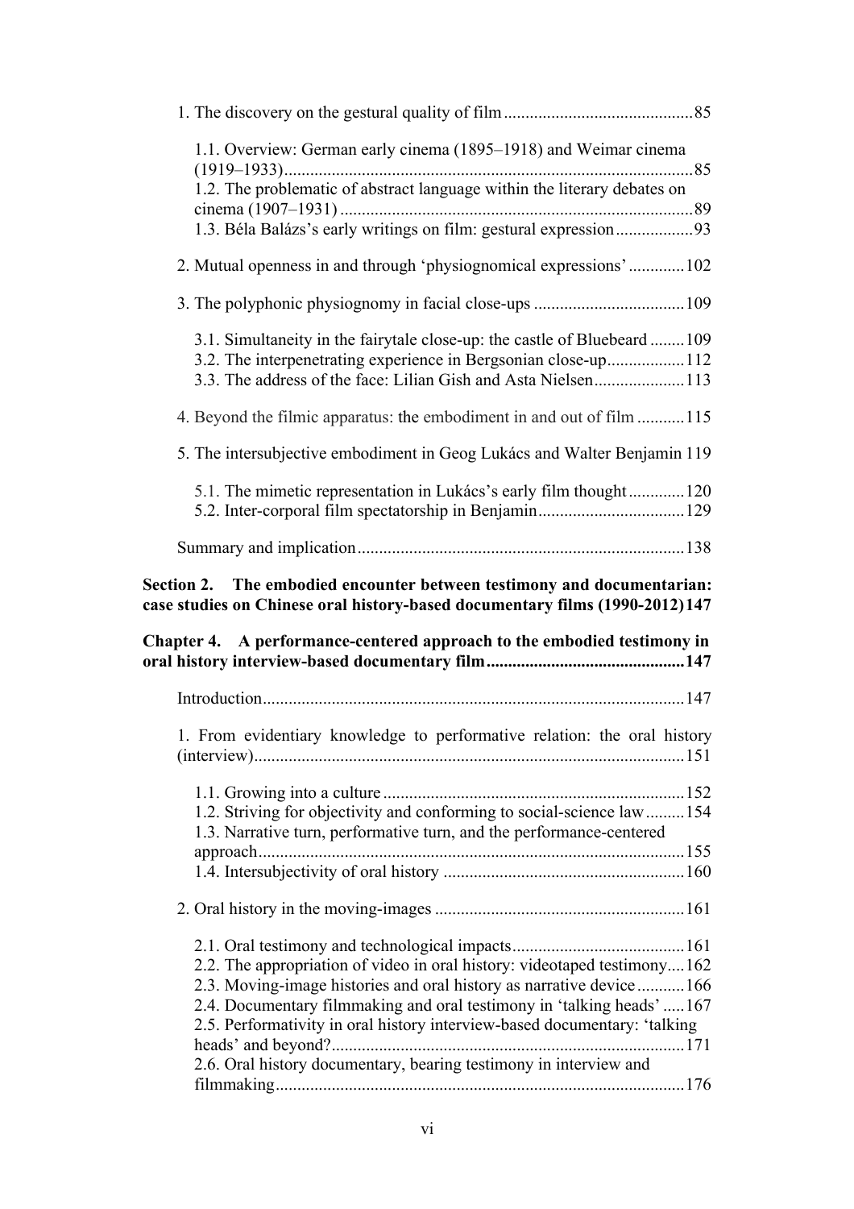1. The discovery on the gestural quality of film ........................................... 85

    1.1. Overview: German early cinema (1895–1918) and Weimar cinema (1919–1933) ........................................................................................ 85
    1.2. The problematic of abstract language within the literary debates on cinema (1907–1931) ........................................................................... 89
    1.3. Béla Balázs's early writings on film: gestural expression ................. 93

2. Mutual openness in and through 'physiognomical expressions' ............ 102

3. The polyphonic physiognomy in facial close-ups .................................. 109

    3.1. Simultaneity in the fairytale close-up: the castle of Bluebeard ........ 109
    3.2. The interpenetrating experience in Bergsonian close-up ................. 112
    3.3. The address of the face: Lilian Gish and Asta Nielsen .................... 113

4. Beyond the filmic apparatus: the embodiment in and out of film ........... 115

5. The intersubjective embodiment in Geog Lukács and Walter Benjamin 119

    5.1. The mimetic representation in Lukács's early film thought ............. 120
    5.2. Inter-corporal film spectatorship in Benjamin .................................. 129

Summary and implication .......................................................................... 138

**Section 2. The embodied encounter between testimony and documentarian: case studies on Chinese oral history-based documentary films (1990-2012) 147**

**Chapter 4. A performance-centered approach to the embodied testimony in oral history interview-based documentary film .............................................. 147**

Introduction ................................................................................................ 147

1. From evidentiary knowledge to performative relation: the oral history (interview) ................................................................................................... 151

    1.1. Growing into a culture ..................................................................... 152
    1.2. Striving for objectivity and conforming to social-science law ......... 154
    1.3. Narrative turn, performative turn, and the performance-centered approach .................................................................................................. 155
    1.4. Intersubjectivity of oral history ........................................................ 160

2. Oral history in the moving-images ......................................................... 161

    2.1. Oral testimony and technological impacts ....................................... 161
    2.2. The appropriation of video in oral history: videotaped testimony .... 162
    2.3. Moving-image histories and oral history as narrative device ........... 166
    2.4. Documentary filmmaking and oral testimony in 'talking heads' ..... 167
    2.5. Performativity in oral history interview-based documentary: 'talking heads' and beyond? ................................................................................. 171
    2.6. Oral history documentary, bearing testimony in interview and filmmaking ............................................................................................. 176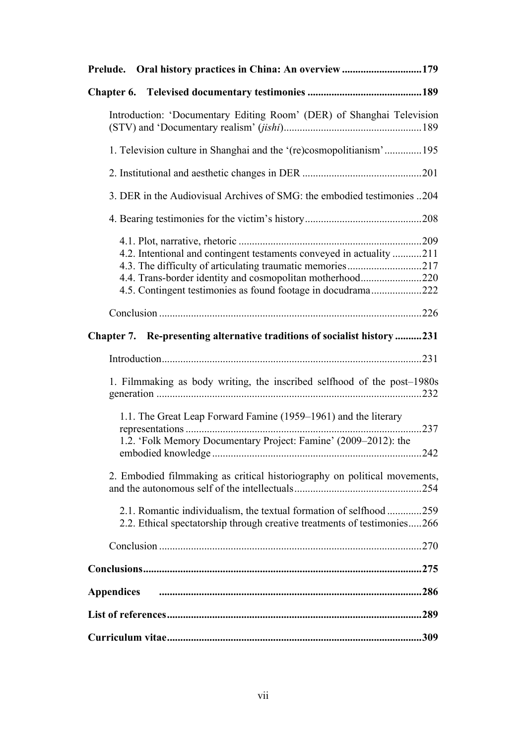**Prelude. Oral history practices in China: An overview .............................179**

**Chapter 6. Televised documentary testimonies ..........................................189**

Introduction: 'Documentary Editing Room' (DER) of Shanghai Television (STV) and 'Documentary realism' (*jishi*)...................................................189

1. Television culture in Shanghai and the '(re)cosmopolitianism'.............195

2. Institutional and aesthetic changes in DER ............................................201

3. DER in the Audiovisual Archives of SMG: the embodied testimonies ..204

4. Bearing testimonies for the victim's history............................................208

4.1. Plot, narrative, rhetoric ....................................................................209
4.2. Intentional and contingent testaments conveyed in actuality ...........211
4.3. The difficulty of articulating traumatic memories...........................217
4.4. Trans-border identity and cosmopolitan motherhood.......................220
4.5. Contingent testimonies as found footage in docudrama..................222

Conclusion .................................................................................................226

**Chapter 7. Re-presenting alternative traditions of socialist history ..........231**

Introduction.................................................................................................231

1. Filmmaking as body writing, the inscribed selfhood of the post–1980s generation ..................................................................................................232

1.1. The Great Leap Forward Famine (1959–1961) and the literary representations .........................................................................................237
1.2. 'Folk Memory Documentary Project: Famine' (2009–2012): the embodied knowledge ..............................................................................242

2. Embodied filmmaking as critical historiography on political movements, and the autonomous self of the intellectuals...............................................254

2.1. Romantic individualism, the textual formation of selfhood .............259
2.2. Ethical spectatorship through creative treatments of testimonies.....266

Conclusion .................................................................................................270

**Conclusions.......................................................................................................275**

**Appendices .................................................................................................286**

**List of references..............................................................................................289**

**Curriculum vitae...............................................................................................309**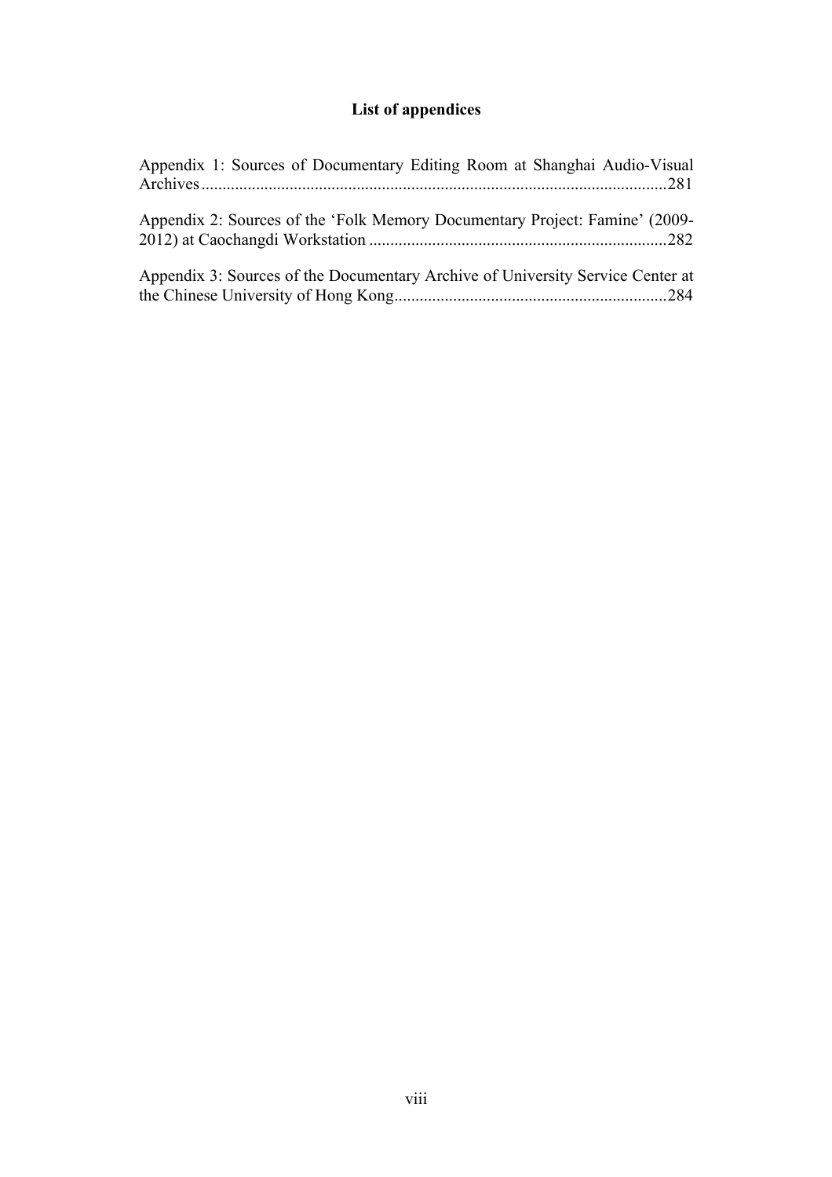# List of appendices

Appendix 1: Sources of Documentary Editing Room at Shanghai Audio-Visual Archives.............................................................................................................281

Appendix 2: Sources of the 'Folk Memory Documentary Project: Famine' (2009-2012) at Caochangdi Workstation ......................................................................282

Appendix 3: Sources of the Documentary Archive of University Service Center at the Chinese University of Hong Kong.................................................................284